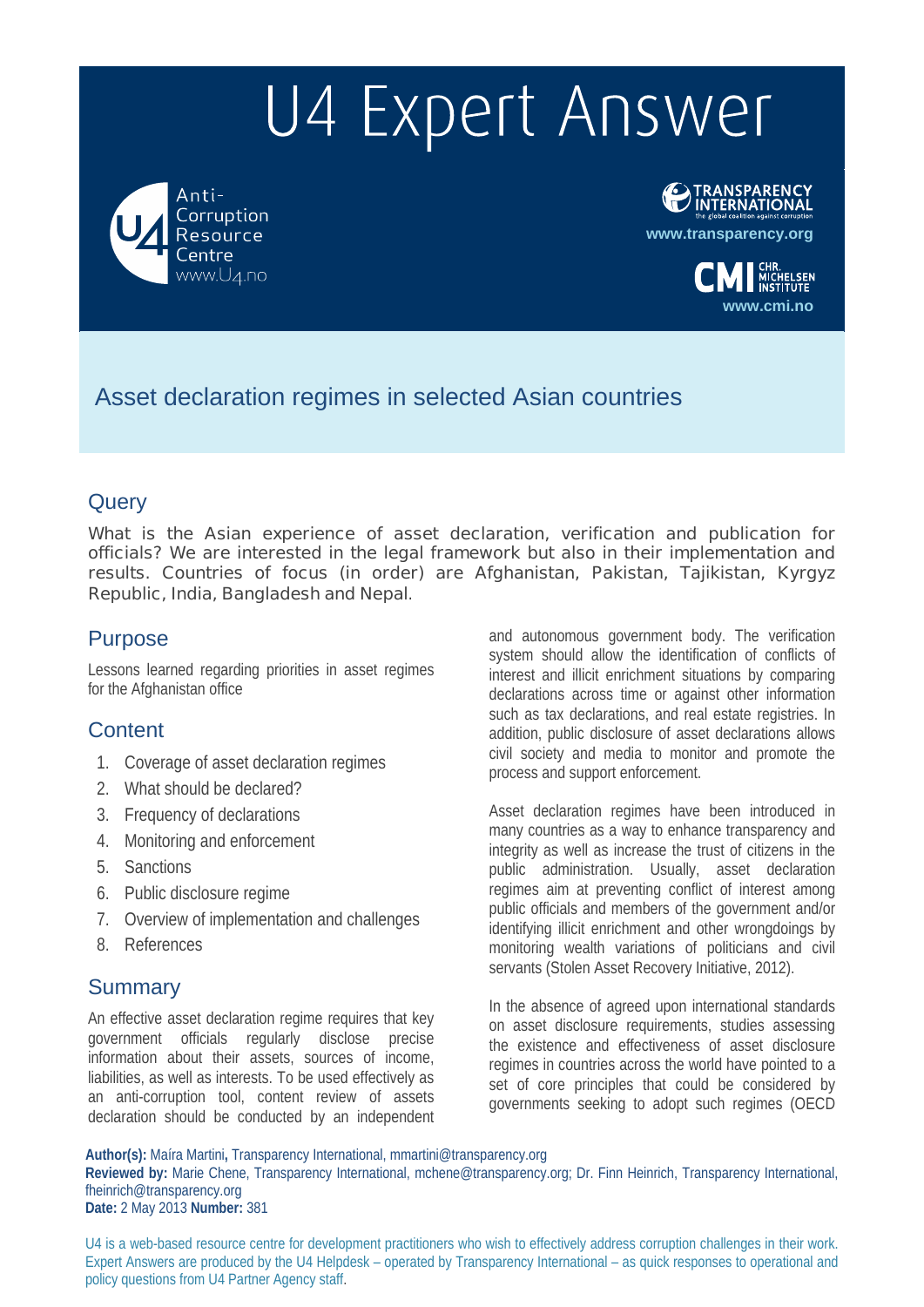# U4 Expert Answer

Anti-Corruption Resource Centre
www.U4.no

TRANSPARENCY INTERNATIONAL
the global coalition against corruption
www.transparency.org

CMI CHR. MICHELSEN INSTITUTE
www.cmi.no

## Asset declaration regimes in selected Asian countries

## Query

What is the Asian experience of asset declaration, verification and publication for officials? We are interested in the legal framework but also in their implementation and results. Countries of focus (in order) are Afghanistan, Pakistan, Tajikistan, Kyrgyz Republic, India, Bangladesh and Nepal.

## Purpose

Lessons learned regarding priorities in asset regimes for the Afghanistan office

## Content

1. Coverage of asset declaration regimes
2. What should be declared?
3. Frequency of declarations
4. Monitoring and enforcement
5. Sanctions
6. Public disclosure regime
7. Overview of implementation and challenges
8. References

## Summary

An effective asset declaration regime requires that key government officials regularly disclose precise information about their assets, sources of income, liabilities, as well as interests. To be used effectively as an anti-corruption tool, content review of assets declaration should be conducted by an independent and autonomous government body. The verification system should allow the identification of conflicts of interest and illicit enrichment situations by comparing declarations across time or against other information such as tax declarations, and real estate registries. In addition, public disclosure of asset declarations allows civil society and media to monitor and promote the process and support enforcement.

Asset declaration regimes have been introduced in many countries as a way to enhance transparency and integrity as well as increase the trust of citizens in the public administration. Usually, asset declaration regimes aim at preventing conflict of interest among public officials and members of the government and/or identifying illicit enrichment and other wrongdoings by monitoring wealth variations of politicians and civil servants (Stolen Asset Recovery Initiative, 2012).

In the absence of agreed upon international standards on asset disclosure requirements, studies assessing the existence and effectiveness of asset disclosure regimes in countries across the world have pointed to a set of core principles that could be considered by governments seeking to adopt such regimes (OECD

**Author(s):** Maíra Martini**,** Transparency International, mmartini@transparency.org
**Reviewed by:** Marie Chene, Transparency International, mchene@transparency.org; Dr. Finn Heinrich, Transparency International, fheinrich@transparency.org
**Date:** 2 May 2013 **Number:** 381

U4 is a web-based resource centre for development practitioners who wish to effectively address corruption challenges in their work. Expert Answers are produced by the U4 Helpdesk – operated by Transparency International – as quick responses to operational and policy questions from U4 Partner Agency staff.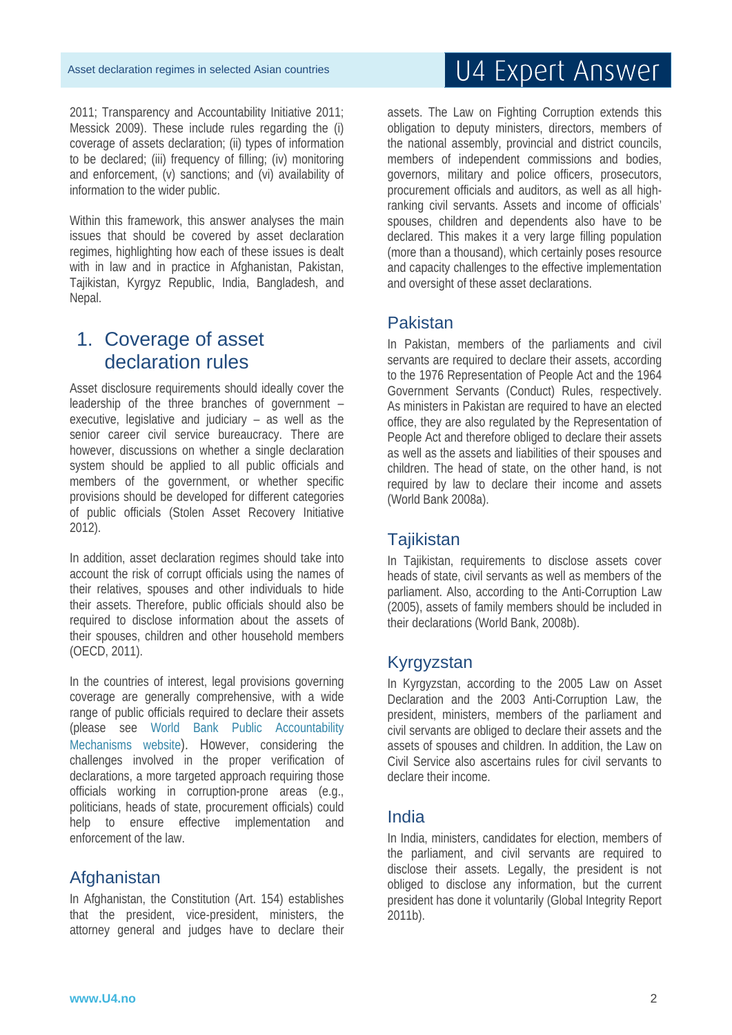2011; Transparency and Accountability Initiative 2011; Messick 2009). These include rules regarding the (i) coverage of assets declaration; (ii) types of information to be declared; (iii) frequency of filling; (iv) monitoring and enforcement, (v) sanctions; and (vi) availability of information to the wider public.

Within this framework, this answer analyses the main issues that should be covered by asset declaration regimes, highlighting how each of these issues is dealt with in law and in practice in Afghanistan, Pakistan, Tajikistan, Kyrgyz Republic, India, Bangladesh, and Nepal.

## 1. Coverage of asset declaration rules

Asset disclosure requirements should ideally cover the leadership of the three branches of government – executive, legislative and judiciary – as well as the senior career civil service bureaucracy. There are however, discussions on whether a single declaration system should be applied to all public officials and members of the government, or whether specific provisions should be developed for different categories of public officials (Stolen Asset Recovery Initiative 2012).

In addition, asset declaration regimes should take into account the risk of corrupt officials using the names of their relatives, spouses and other individuals to hide their assets. Therefore, public officials should also be required to disclose information about the assets of their spouses, children and other household members (OECD, 2011).

In the countries of interest, legal provisions governing coverage are generally comprehensive, with a wide range of public officials required to declare their assets (please see World Bank Public Accountability Mechanisms website). However, considering the challenges involved in the proper verification of declarations, a more targeted approach requiring those officials working in corruption-prone areas (e.g., politicians, heads of state, procurement officials) could help to ensure effective implementation and enforcement of the law.

### Afghanistan

In Afghanistan, the Constitution (Art. 154) establishes that the president, vice-president, ministers, the attorney general and judges have to declare their assets. The Law on Fighting Corruption extends this obligation to deputy ministers, directors, members of the national assembly, provincial and district councils, members of independent commissions and bodies, governors, military and police officers, prosecutors, procurement officials and auditors, as well as all high-ranking civil servants. Assets and income of officials' spouses, children and dependents also have to be declared. This makes it a very large filling population (more than a thousand), which certainly poses resource and capacity challenges to the effective implementation and oversight of these asset declarations.

### Pakistan

In Pakistan, members of the parliaments and civil servants are required to declare their assets, according to the 1976 Representation of People Act and the 1964 Government Servants (Conduct) Rules, respectively. As ministers in Pakistan are required to have an elected office, they are also regulated by the Representation of People Act and therefore obliged to declare their assets as well as the assets and liabilities of their spouses and children. The head of state, on the other hand, is not required by law to declare their income and assets (World Bank 2008a).

### Tajikistan

In Tajikistan, requirements to disclose assets cover heads of state, civil servants as well as members of the parliament. Also, according to the Anti-Corruption Law (2005), assets of family members should be included in their declarations (World Bank, 2008b).

### Kyrgyzstan

In Kyrgyzstan, according to the 2005 Law on Asset Declaration and the 2003 Anti-Corruption Law, the president, ministers, members of the parliament and civil servants are obliged to declare their assets and the assets of spouses and children. In addition, the Law on Civil Service also ascertains rules for civil servants to declare their income.

### India

In India, ministers, candidates for election, members of the parliament, and civil servants are required to disclose their assets. Legally, the president is not obliged to disclose any information, but the current president has done it voluntarily (Global Integrity Report 2011b).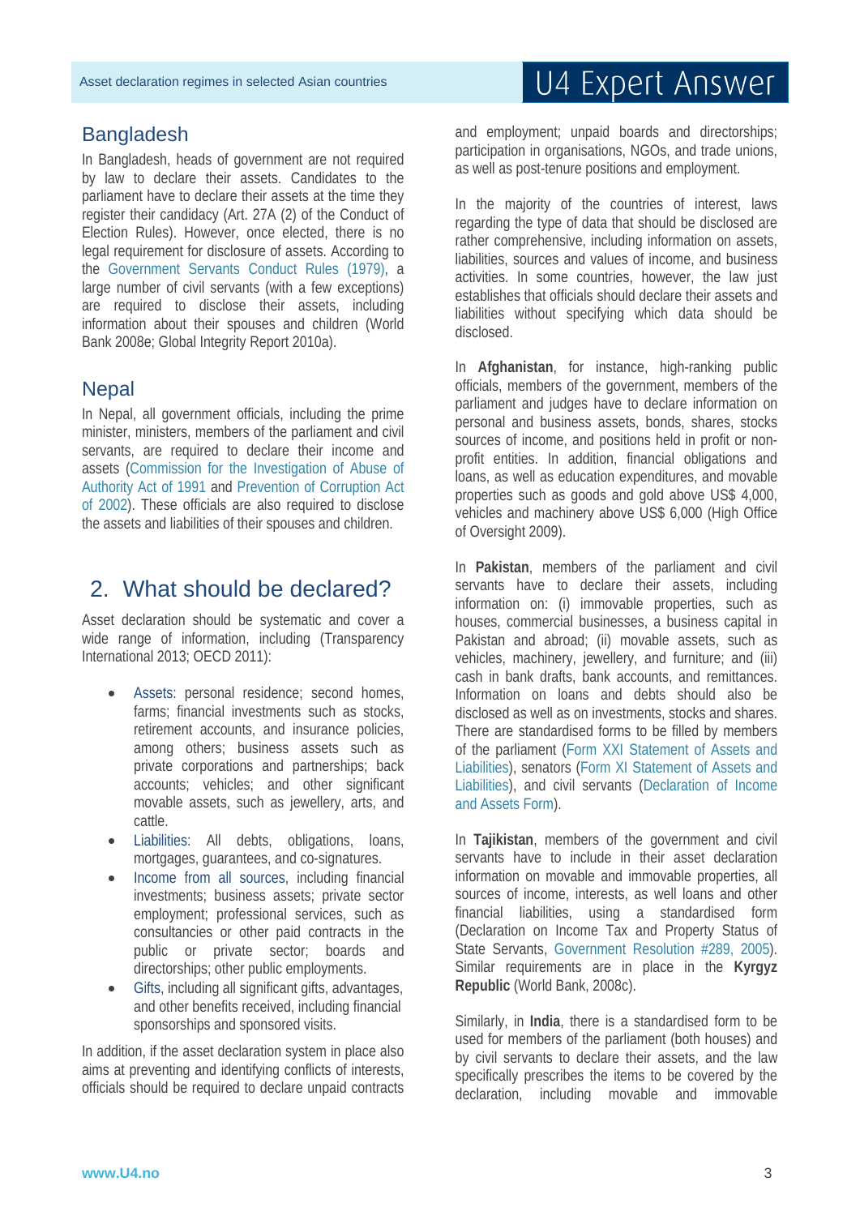## Bangladesh

In Bangladesh, heads of government are not required by law to declare their assets. Candidates to the parliament have to declare their assets at the time they register their candidacy (Art. 27A (2) of the Conduct of Election Rules). However, once elected, there is no legal requirement for disclosure of assets. According to the Government Servants Conduct Rules (1979), a large number of civil servants (with a few exceptions) are required to disclose their assets, including information about their spouses and children (World Bank 2008e; Global Integrity Report 2010a).

## Nepal

In Nepal, all government officials, including the prime minister, ministers, members of the parliament and civil servants, are required to declare their income and assets (Commission for the Investigation of Abuse of Authority Act of 1991 and Prevention of Corruption Act of 2002). These officials are also required to disclose the assets and liabilities of their spouses and children.

# 2. What should be declared?

Asset declaration should be systematic and cover a wide range of information, including (Transparency International 2013; OECD 2011):

- Assets: personal residence; second homes, farms; financial investments such as stocks, retirement accounts, and insurance policies, among others; business assets such as private corporations and partnerships; back accounts; vehicles; and other significant movable assets, such as jewellery, arts, and cattle.
- Liabilities: All debts, obligations, loans, mortgages, guarantees, and co-signatures.
- Income from all sources, including financial investments; business assets; private sector employment; professional services, such as consultancies or other paid contracts in the public or private sector; boards and directorships; other public employments.
- Gifts, including all significant gifts, advantages, and other benefits received, including financial sponsorships and sponsored visits.

In addition, if the asset declaration system in place also aims at preventing and identifying conflicts of interests, officials should be required to declare unpaid contracts and employment; unpaid boards and directorships; participation in organisations, NGOs, and trade unions, as well as post-tenure positions and employment.

In the majority of the countries of interest, laws regarding the type of data that should be disclosed are rather comprehensive, including information on assets, liabilities, sources and values of income, and business activities. In some countries, however, the law just establishes that officials should declare their assets and liabilities without specifying which data should be disclosed.

In **Afghanistan**, for instance, high-ranking public officials, members of the government, members of the parliament and judges have to declare information on personal and business assets, bonds, shares, stocks sources of income, and positions held in profit or non-profit entities. In addition, financial obligations and loans, as well as education expenditures, and movable properties such as goods and gold above US$ 4,000, vehicles and machinery above US$ 6,000 (High Office of Oversight 2009).

In **Pakistan**, members of the parliament and civil servants have to declare their assets, including information on: (i) immovable properties, such as houses, commercial businesses, a business capital in Pakistan and abroad; (ii) movable assets, such as vehicles, machinery, jewellery, and furniture; and (iii) cash in bank drafts, bank accounts, and remittances. Information on loans and debts should also be disclosed as well as on investments, stocks and shares. There are standardised forms to be filled by members of the parliament (Form XXI Statement of Assets and Liabilities), senators (Form XI Statement of Assets and Liabilities), and civil servants (Declaration of Income and Assets Form).

In **Tajikistan**, members of the government and civil servants have to include in their asset declaration information on movable and immovable properties, all sources of income, interests, as well loans and other financial liabilities, using a standardised form (Declaration on Income Tax and Property Status of State Servants, Government Resolution #289, 2005). Similar requirements are in place in the **Kyrgyz Republic** (World Bank, 2008c).

Similarly, in **India**, there is a standardised form to be used for members of the parliament (both houses) and by civil servants to declare their assets, and the law specifically prescribes the items to be covered by the declaration, including movable and immovable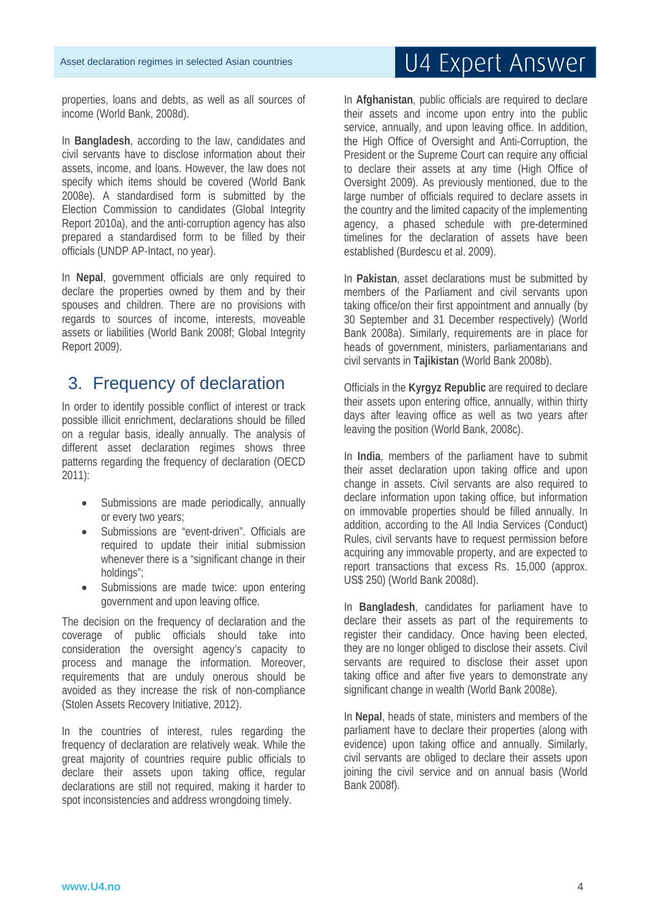properties, loans and debts, as well as all sources of income (World Bank, 2008d).

In **Bangladesh**, according to the law, candidates and civil servants have to disclose information about their assets, income, and loans. However, the law does not specify which items should be covered (World Bank 2008e). A standardised form is submitted by the Election Commission to candidates (Global Integrity Report 2010a), and the anti-corruption agency has also prepared a standardised form to be filled by their officials (UNDP AP-Intact, no year).

In **Nepal**, government officials are only required to declare the properties owned by them and by their spouses and children. There are no provisions with regards to sources of income, interests, moveable assets or liabilities (World Bank 2008f; Global Integrity Report 2009).

## 3. Frequency of declaration

In order to identify possible conflict of interest or track possible illicit enrichment, declarations should be filled on a regular basis, ideally annually. The analysis of different asset declaration regimes shows three patterns regarding the frequency of declaration (OECD 2011):

- Submissions are made periodically, annually or every two years;
- Submissions are "event-driven". Officials are required to update their initial submission whenever there is a "significant change in their holdings";
- Submissions are made twice: upon entering government and upon leaving office.

The decision on the frequency of declaration and the coverage of public officials should take into consideration the oversight agency's capacity to process and manage the information. Moreover, requirements that are unduly onerous should be avoided as they increase the risk of non-compliance (Stolen Assets Recovery Initiative, 2012).

In the countries of interest, rules regarding the frequency of declaration are relatively weak. While the great majority of countries require public officials to declare their assets upon taking office, regular declarations are still not required, making it harder to spot inconsistencies and address wrongdoing timely.

In **Afghanistan**, public officials are required to declare their assets and income upon entry into the public service, annually, and upon leaving office. In addition, the High Office of Oversight and Anti-Corruption, the President or the Supreme Court can require any official to declare their assets at any time (High Office of Oversight 2009). As previously mentioned, due to the large number of officials required to declare assets in the country and the limited capacity of the implementing agency, a phased schedule with pre-determined timelines for the declaration of assets have been established (Burdescu et al. 2009).

In **Pakistan**, asset declarations must be submitted by members of the Parliament and civil servants upon taking office/on their first appointment and annually (by 30 September and 31 December respectively) (World Bank 2008a). Similarly, requirements are in place for heads of government, ministers, parliamentarians and civil servants in **Tajikistan** (World Bank 2008b).

Officials in the **Kyrgyz Republic** are required to declare their assets upon entering office, annually, within thirty days after leaving office as well as two years after leaving the position (World Bank, 2008c).

In **India**, members of the parliament have to submit their asset declaration upon taking office and upon change in assets. Civil servants are also required to declare information upon taking office, but information on immovable properties should be filled annually. In addition, according to the All India Services (Conduct) Rules, civil servants have to request permission before acquiring any immovable property, and are expected to report transactions that excess Rs. 15,000 (approx. US$ 250) (World Bank 2008d).

In **Bangladesh**, candidates for parliament have to declare their assets as part of the requirements to register their candidacy. Once having been elected, they are no longer obliged to disclose their assets. Civil servants are required to disclose their asset upon taking office and after five years to demonstrate any significant change in wealth (World Bank 2008e).

In **Nepal**, heads of state, ministers and members of the parliament have to declare their properties (along with evidence) upon taking office and annually. Similarly, civil servants are obliged to declare their assets upon joining the civil service and on annual basis (World Bank 2008f).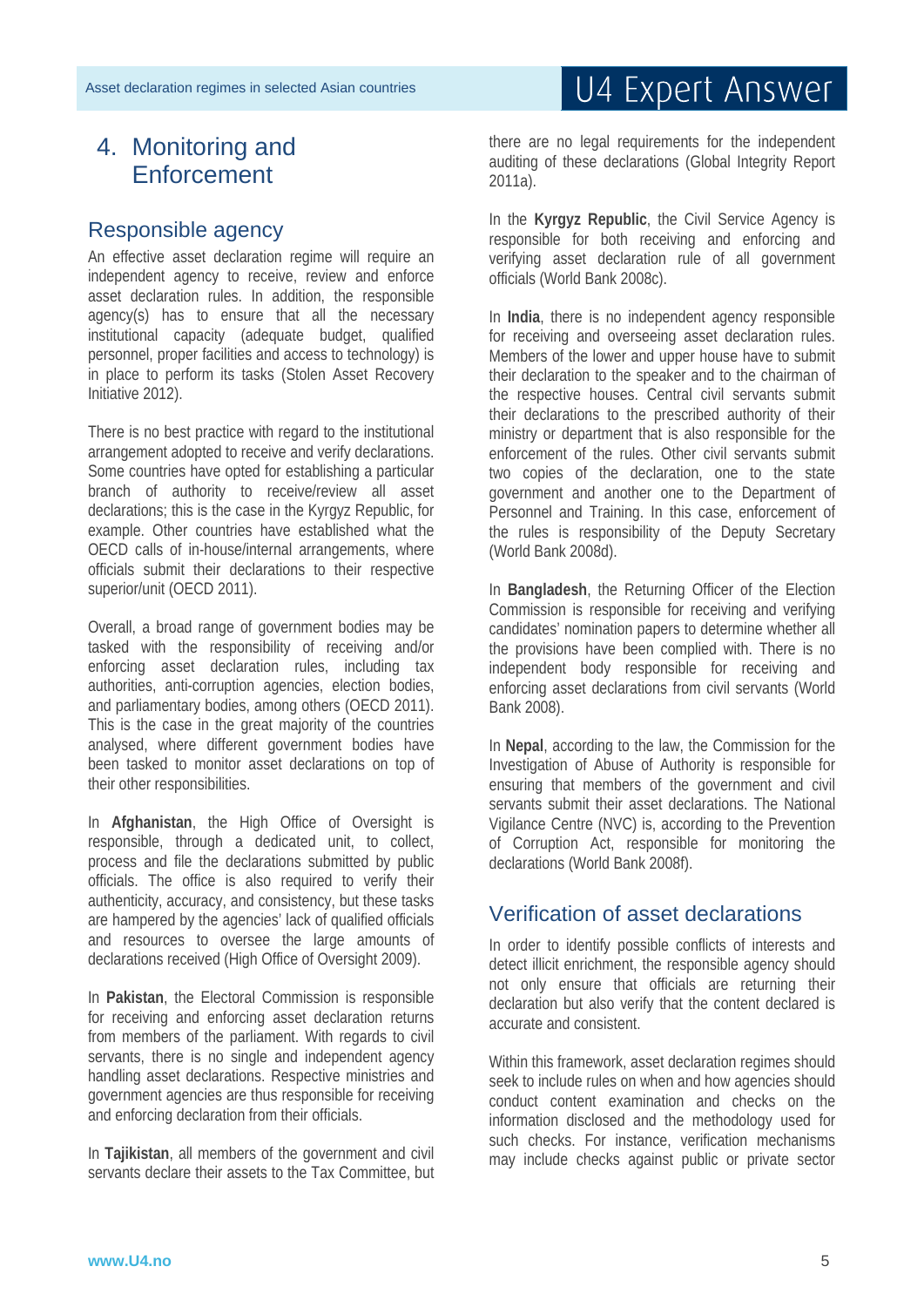## 4. Monitoring and Enforcement

### Responsible agency

An effective asset declaration regime will require an independent agency to receive, review and enforce asset declaration rules. In addition, the responsible agency(s) has to ensure that all the necessary institutional capacity (adequate budget, qualified personnel, proper facilities and access to technology) is in place to perform its tasks (Stolen Asset Recovery Initiative 2012).

There is no best practice with regard to the institutional arrangement adopted to receive and verify declarations. Some countries have opted for establishing a particular branch of authority to receive/review all asset declarations; this is the case in the Kyrgyz Republic, for example. Other countries have established what the OECD calls of in-house/internal arrangements, where officials submit their declarations to their respective superior/unit (OECD 2011).

Overall, a broad range of government bodies may be tasked with the responsibility of receiving and/or enforcing asset declaration rules, including tax authorities, anti-corruption agencies, election bodies, and parliamentary bodies, among others (OECD 2011). This is the case in the great majority of the countries analysed, where different government bodies have been tasked to monitor asset declarations on top of their other responsibilities.

In **Afghanistan**, the High Office of Oversight is responsible, through a dedicated unit, to collect, process and file the declarations submitted by public officials. The office is also required to verify their authenticity, accuracy, and consistency, but these tasks are hampered by the agencies' lack of qualified officials and resources to oversee the large amounts of declarations received (High Office of Oversight 2009).

In **Pakistan**, the Electoral Commission is responsible for receiving and enforcing asset declaration returns from members of the parliament. With regards to civil servants, there is no single and independent agency handling asset declarations. Respective ministries and government agencies are thus responsible for receiving and enforcing declaration from their officials.

In **Tajikistan**, all members of the government and civil servants declare their assets to the Tax Committee, but there are no legal requirements for the independent auditing of these declarations (Global Integrity Report 2011a).

In the **Kyrgyz Republic**, the Civil Service Agency is responsible for both receiving and enforcing and verifying asset declaration rule of all government officials (World Bank 2008c).

In **India**, there is no independent agency responsible for receiving and overseeing asset declaration rules. Members of the lower and upper house have to submit their declaration to the speaker and to the chairman of the respective houses. Central civil servants submit their declarations to the prescribed authority of their ministry or department that is also responsible for the enforcement of the rules. Other civil servants submit two copies of the declaration, one to the state government and another one to the Department of Personnel and Training. In this case, enforcement of the rules is responsibility of the Deputy Secretary (World Bank 2008d).

In **Bangladesh**, the Returning Officer of the Election Commission is responsible for receiving and verifying candidates' nomination papers to determine whether all the provisions have been complied with. There is no independent body responsible for receiving and enforcing asset declarations from civil servants (World Bank 2008).

In **Nepal**, according to the law, the Commission for the Investigation of Abuse of Authority is responsible for ensuring that members of the government and civil servants submit their asset declarations. The National Vigilance Centre (NVC) is, according to the Prevention of Corruption Act, responsible for monitoring the declarations (World Bank 2008f).

### Verification of asset declarations

In order to identify possible conflicts of interests and detect illicit enrichment, the responsible agency should not only ensure that officials are returning their declaration but also verify that the content declared is accurate and consistent.

Within this framework, asset declaration regimes should seek to include rules on when and how agencies should conduct content examination and checks on the information disclosed and the methodology used for such checks. For instance, verification mechanisms may include checks against public or private sector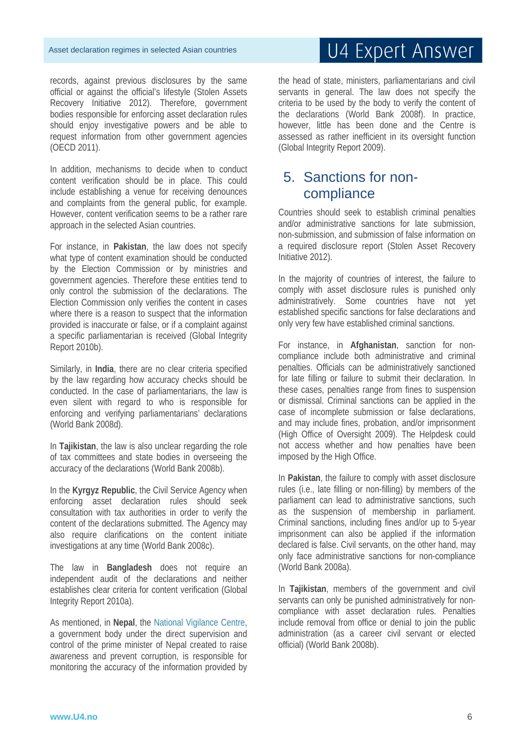records, against previous disclosures by the same official or against the official's lifestyle (Stolen Assets Recovery Initiative 2012). Therefore, government bodies responsible for enforcing asset declaration rules should enjoy investigative powers and be able to request information from other government agencies (OECD 2011).

In addition, mechanisms to decide when to conduct content verification should be in place. This could include establishing a venue for receiving denounces and complaints from the general public, for example. However, content verification seems to be a rather rare approach in the selected Asian countries.

For instance, in **Pakistan**, the law does not specify what type of content examination should be conducted by the Election Commission or by ministries and government agencies. Therefore these entities tend to only control the submission of the declarations. The Election Commission only verifies the content in cases where there is a reason to suspect that the information provided is inaccurate or false, or if a complaint against a specific parliamentarian is received (Global Integrity Report 2010b).

Similarly, in **India**, there are no clear criteria specified by the law regarding how accuracy checks should be conducted. In the case of parliamentarians, the law is even silent with regard to who is responsible for enforcing and verifying parliamentarians' declarations (World Bank 2008d).

In **Tajikistan**, the law is also unclear regarding the role of tax committees and state bodies in overseeing the accuracy of the declarations (World Bank 2008b).

In the **Kyrgyz Republic**, the Civil Service Agency when enforcing asset declaration rules should seek consultation with tax authorities in order to verify the content of the declarations submitted. The Agency may also require clarifications on the content initiate investigations at any time (World Bank 2008c).

The law in **Bangladesh** does not require an independent audit of the declarations and neither establishes clear criteria for content verification (Global Integrity Report 2010a).

As mentioned, in **Nepal**, the National Vigilance Centre, a government body under the direct supervision and control of the prime minister of Nepal created to raise awareness and prevent corruption, is responsible for monitoring the accuracy of the information provided by the head of state, ministers, parliamentarians and civil servants in general. The law does not specify the criteria to be used by the body to verify the content of the declarations (World Bank 2008f). In practice, however, little has been done and the Centre is assessed as rather inefficient in its oversight function (Global Integrity Report 2009).

## 5. Sanctions for non-compliance

Countries should seek to establish criminal penalties and/or administrative sanctions for late submission, non-submission, and submission of false information on a required disclosure report (Stolen Asset Recovery Initiative 2012).

In the majority of countries of interest, the failure to comply with asset disclosure rules is punished only administratively. Some countries have not yet established specific sanctions for false declarations and only very few have established criminal sanctions.

For instance, in **Afghanistan**, sanction for non-compliance include both administrative and criminal penalties. Officials can be administratively sanctioned for late filling or failure to submit their declaration. In these cases, penalties range from fines to suspension or dismissal. Criminal sanctions can be applied in the case of incomplete submission or false declarations, and may include fines, probation, and/or imprisonment (High Office of Oversight 2009). The Helpdesk could not access whether and how penalties have been imposed by the High Office.

In **Pakistan**, the failure to comply with asset disclosure rules (i.e., late filling or non-filling) by members of the parliament can lead to administrative sanctions, such as the suspension of membership in parliament. Criminal sanctions, including fines and/or up to 5-year imprisonment can also be applied if the information declared is false. Civil servants, on the other hand, may only face administrative sanctions for non-compliance (World Bank 2008a).

In **Tajikistan**, members of the government and civil servants can only be punished administratively for non-compliance with asset declaration rules. Penalties include removal from office or denial to join the public administration (as a career civil servant or elected official) (World Bank 2008b).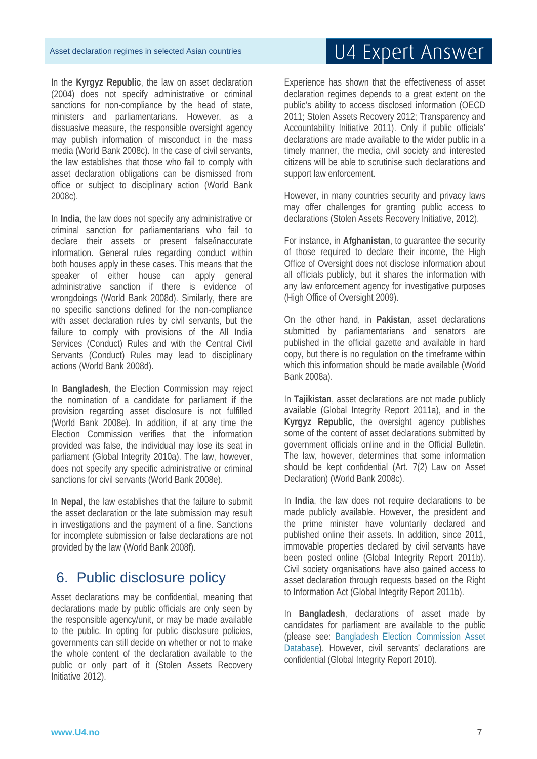In the **Kyrgyz Republic**, the law on asset declaration (2004) does not specify administrative or criminal sanctions for non-compliance by the head of state, ministers and parliamentarians. However, as a dissuasive measure, the responsible oversight agency may publish information of misconduct in the mass media (World Bank 2008c). In the case of civil servants, the law establishes that those who fail to comply with asset declaration obligations can be dismissed from office or subject to disciplinary action (World Bank 2008c).

In **India**, the law does not specify any administrative or criminal sanction for parliamentarians who fail to declare their assets or present false/inaccurate information. General rules regarding conduct within both houses apply in these cases. This means that the speaker of either house can apply general administrative sanction if there is evidence of wrongdoings (World Bank 2008d). Similarly, there are no specific sanctions defined for the non-compliance with asset declaration rules by civil servants, but the failure to comply with provisions of the All India Services (Conduct) Rules and with the Central Civil Servants (Conduct) Rules may lead to disciplinary actions (World Bank 2008d).

In **Bangladesh**, the Election Commission may reject the nomination of a candidate for parliament if the provision regarding asset disclosure is not fulfilled (World Bank 2008e). In addition, if at any time the Election Commission verifies that the information provided was false, the individual may lose its seat in parliament (Global Integrity 2010a). The law, however, does not specify any specific administrative or criminal sanctions for civil servants (World Bank 2008e).

In **Nepal**, the law establishes that the failure to submit the asset declaration or the late submission may result in investigations and the payment of a fine. Sanctions for incomplete submission or false declarations are not provided by the law (World Bank 2008f).

## 6. Public disclosure policy

Asset declarations may be confidential, meaning that declarations made by public officials are only seen by the responsible agency/unit, or may be made available to the public. In opting for public disclosure policies, governments can still decide on whether or not to make the whole content of the declaration available to the public or only part of it (Stolen Assets Recovery Initiative 2012).

Experience has shown that the effectiveness of asset declaration regimes depends to a great extent on the public's ability to access disclosed information (OECD 2011; Stolen Assets Recovery 2012; Transparency and Accountability Initiative 2011). Only if public officials' declarations are made available to the wider public in a timely manner, the media, civil society and interested citizens will be able to scrutinise such declarations and support law enforcement.

However, in many countries security and privacy laws may offer challenges for granting public access to declarations (Stolen Assets Recovery Initiative, 2012).

For instance, in **Afghanistan**, to guarantee the security of those required to declare their income, the High Office of Oversight does not disclose information about all officials publicly, but it shares the information with any law enforcement agency for investigative purposes (High Office of Oversight 2009).

On the other hand, in **Pakistan**, asset declarations submitted by parliamentarians and senators are published in the official gazette and available in hard copy, but there is no regulation on the timeframe within which this information should be made available (World Bank 2008a).

In **Tajikistan**, asset declarations are not made publicly available (Global Integrity Report 2011a), and in the **Kyrgyz Republic**, the oversight agency publishes some of the content of asset declarations submitted by government officials online and in the Official Bulletin. The law, however, determines that some information should be kept confidential (Art. 7(2) Law on Asset Declaration) (World Bank 2008c).

In **India**, the law does not require declarations to be made publicly available. However, the president and the prime minister have voluntarily declared and published online their assets. In addition, since 2011, immovable properties declared by civil servants have been posted online (Global Integrity Report 2011b). Civil society organisations have also gained access to asset declaration through requests based on the Right to Information Act (Global Integrity Report 2011b).

In **Bangladesh**, declarations of asset made by candidates for parliament are available to the public (please see: Bangladesh Election Commission Asset Database). However, civil servants' declarations are confidential (Global Integrity Report 2010).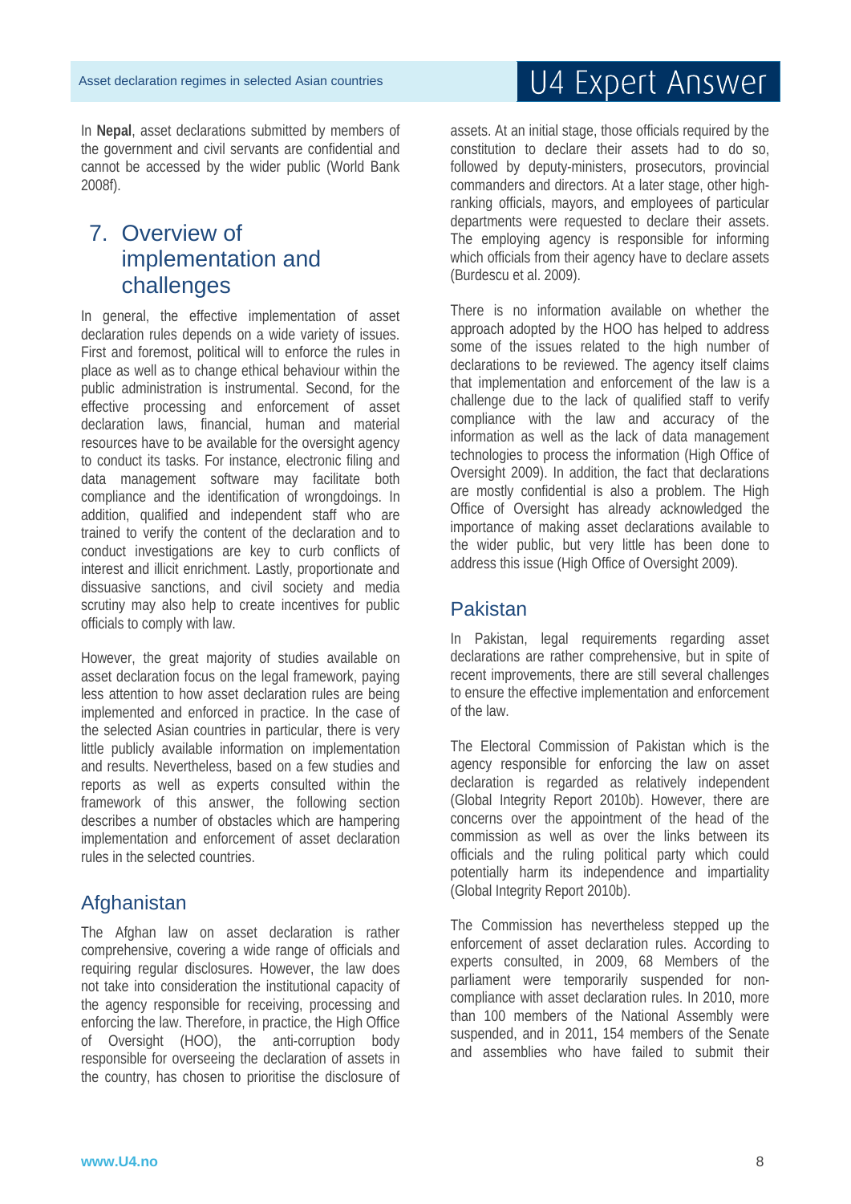In **Nepal**, asset declarations submitted by members of the government and civil servants are confidential and cannot be accessed by the wider public (World Bank 2008f).

## 7. Overview of implementation and challenges

In general, the effective implementation of asset declaration rules depends on a wide variety of issues. First and foremost, political will to enforce the rules in place as well as to change ethical behaviour within the public administration is instrumental. Second, for the effective processing and enforcement of asset declaration laws, financial, human and material resources have to be available for the oversight agency to conduct its tasks. For instance, electronic filing and data management software may facilitate both compliance and the identification of wrongdoings. In addition, qualified and independent staff who are trained to verify the content of the declaration and to conduct investigations are key to curb conflicts of interest and illicit enrichment. Lastly, proportionate and dissuasive sanctions, and civil society and media scrutiny may also help to create incentives for public officials to comply with law.

However, the great majority of studies available on asset declaration focus on the legal framework, paying less attention to how asset declaration rules are being implemented and enforced in practice. In the case of the selected Asian countries in particular, there is very little publicly available information on implementation and results. Nevertheless, based on a few studies and reports as well as experts consulted within the framework of this answer, the following section describes a number of obstacles which are hampering implementation and enforcement of asset declaration rules in the selected countries.

### Afghanistan

The Afghan law on asset declaration is rather comprehensive, covering a wide range of officials and requiring regular disclosures. However, the law does not take into consideration the institutional capacity of the agency responsible for receiving, processing and enforcing the law. Therefore, in practice, the High Office of Oversight (HOO), the anti-corruption body responsible for overseeing the declaration of assets in the country, has chosen to prioritise the disclosure of assets. At an initial stage, those officials required by the constitution to declare their assets had to do so, followed by deputy-ministers, prosecutors, provincial commanders and directors. At a later stage, other high-ranking officials, mayors, and employees of particular departments were requested to declare their assets. The employing agency is responsible for informing which officials from their agency have to declare assets (Burdescu et al. 2009).

There is no information available on whether the approach adopted by the HOO has helped to address some of the issues related to the high number of declarations to be reviewed. The agency itself claims that implementation and enforcement of the law is a challenge due to the lack of qualified staff to verify compliance with the law and accuracy of the information as well as the lack of data management technologies to process the information (High Office of Oversight 2009). In addition, the fact that declarations are mostly confidential is also a problem. The High Office of Oversight has already acknowledged the importance of making asset declarations available to the wider public, but very little has been done to address this issue (High Office of Oversight 2009).

### Pakistan

In Pakistan, legal requirements regarding asset declarations are rather comprehensive, but in spite of recent improvements, there are still several challenges to ensure the effective implementation and enforcement of the law.

The Electoral Commission of Pakistan which is the agency responsible for enforcing the law on asset declaration is regarded as relatively independent (Global Integrity Report 2010b). However, there are concerns over the appointment of the head of the commission as well as over the links between its officials and the ruling political party which could potentially harm its independence and impartiality (Global Integrity Report 2010b).

The Commission has nevertheless stepped up the enforcement of asset declaration rules. According to experts consulted, in 2009, 68 Members of the parliament were temporarily suspended for non-compliance with asset declaration rules. In 2010, more than 100 members of the National Assembly were suspended, and in 2011, 154 members of the Senate and assemblies who have failed to submit their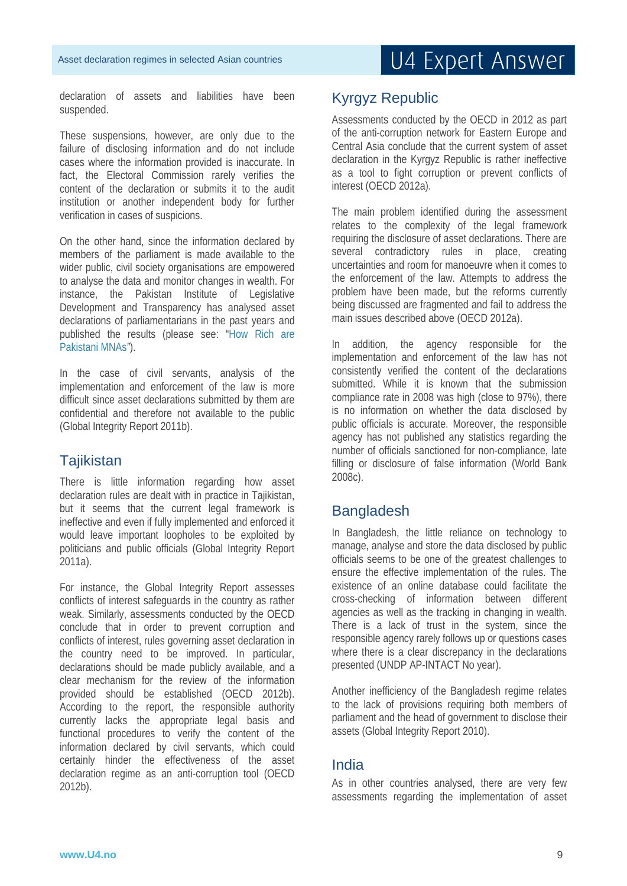declaration of assets and liabilities have been suspended.

These suspensions, however, are only due to the failure of disclosing information and do not include cases where the information provided is inaccurate. In fact, the Electoral Commission rarely verifies the content of the declaration or submits it to the audit institution or another independent body for further verification in cases of suspicions.

On the other hand, since the information declared by members of the parliament is made available to the wider public, civil society organisations are empowered to analyse the data and monitor changes in wealth. For instance, the Pakistan Institute of Legislative Development and Transparency has analysed asset declarations of parliamentarians in the past years and published the results (please see: "How Rich are Pakistani MNAs").

In the case of civil servants, analysis of the implementation and enforcement of the law is more difficult since asset declarations submitted by them are confidential and therefore not available to the public (Global Integrity Report 2011b).

## Tajikistan

There is little information regarding how asset declaration rules are dealt with in practice in Tajikistan, but it seems that the current legal framework is ineffective and even if fully implemented and enforced it would leave important loopholes to be exploited by politicians and public officials (Global Integrity Report 2011a).

For instance, the Global Integrity Report assesses conflicts of interest safeguards in the country as rather weak. Similarly, assessments conducted by the OECD conclude that in order to prevent corruption and conflicts of interest, rules governing asset declaration in the country need to be improved. In particular, declarations should be made publicly available, and a clear mechanism for the review of the information provided should be established (OECD 2012b). According to the report, the responsible authority currently lacks the appropriate legal basis and functional procedures to verify the content of the information declared by civil servants, which could certainly hinder the effectiveness of the asset declaration regime as an anti-corruption tool (OECD 2012b).

## Kyrgyz Republic

Assessments conducted by the OECD in 2012 as part of the anti-corruption network for Eastern Europe and Central Asia conclude that the current system of asset declaration in the Kyrgyz Republic is rather ineffective as a tool to fight corruption or prevent conflicts of interest (OECD 2012a).

The main problem identified during the assessment relates to the complexity of the legal framework requiring the disclosure of asset declarations. There are several contradictory rules in place, creating uncertainties and room for manoeuvre when it comes to the enforcement of the law. Attempts to address the problem have been made, but the reforms currently being discussed are fragmented and fail to address the main issues described above (OECD 2012a).

In addition, the agency responsible for the implementation and enforcement of the law has not consistently verified the content of the declarations submitted. While it is known that the submission compliance rate in 2008 was high (close to 97%), there is no information on whether the data disclosed by public officials is accurate. Moreover, the responsible agency has not published any statistics regarding the number of officials sanctioned for non-compliance, late filling or disclosure of false information (World Bank 2008c).

## Bangladesh

In Bangladesh, the little reliance on technology to manage, analyse and store the data disclosed by public officials seems to be one of the greatest challenges to ensure the effective implementation of the rules. The existence of an online database could facilitate the cross-checking of information between different agencies as well as the tracking in changing in wealth. There is a lack of trust in the system, since the responsible agency rarely follows up or questions cases where there is a clear discrepancy in the declarations presented (UNDP AP-INTACT No year).

Another inefficiency of the Bangladesh regime relates to the lack of provisions requiring both members of parliament and the head of government to disclose their assets (Global Integrity Report 2010).

## India

As in other countries analysed, there are very few assessments regarding the implementation of asset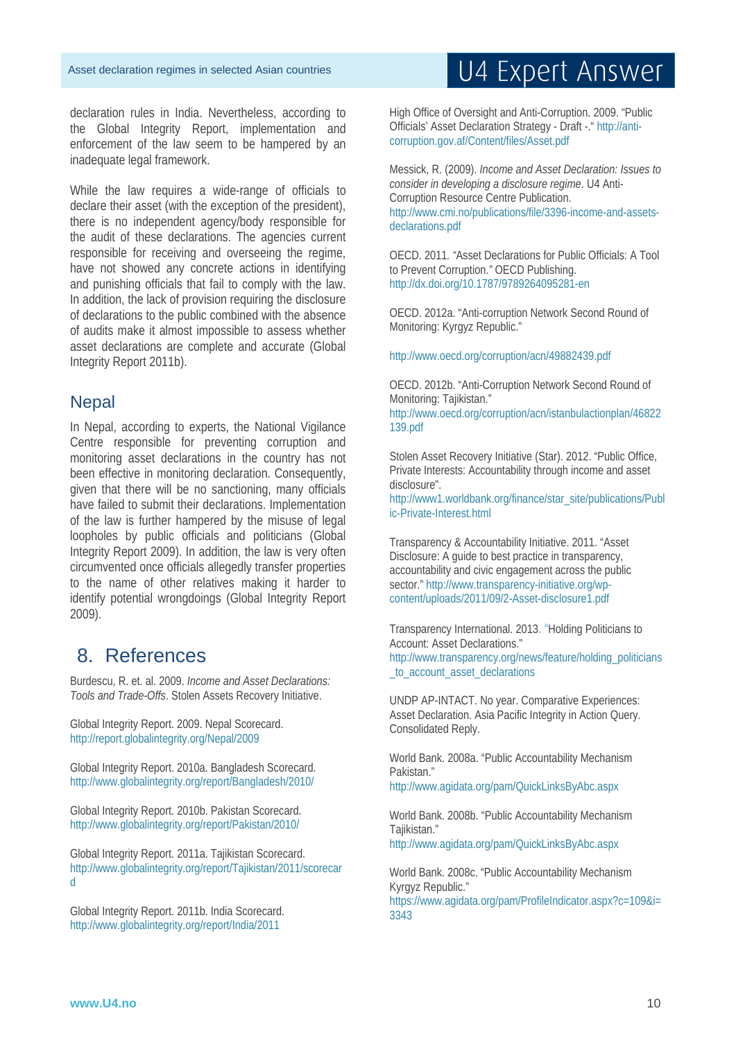declaration rules in India. Nevertheless, according to the Global Integrity Report, implementation and enforcement of the law seem to be hampered by an inadequate legal framework.

While the law requires a wide-range of officials to declare their asset (with the exception of the president), there is no independent agency/body responsible for the audit of these declarations. The agencies current responsible for receiving and overseeing the regime, have not showed any concrete actions in identifying and punishing officials that fail to comply with the law. In addition, the lack of provision requiring the disclosure of declarations to the public combined with the absence of audits make it almost impossible to assess whether asset declarations are complete and accurate (Global Integrity Report 2011b).

## Nepal

In Nepal, according to experts, the National Vigilance Centre responsible for preventing corruption and monitoring asset declarations in the country has not been effective in monitoring declaration. Consequently, given that there will be no sanctioning, many officials have failed to submit their declarations. Implementation of the law is further hampered by the misuse of legal loopholes by public officials and politicians (Global Integrity Report 2009). In addition, the law is very often circumvented once officials allegedly transfer properties to the name of other relatives making it harder to identify potential wrongdoings (Global Integrity Report 2009).

# 8. References

Burdescu, R. et. al. 2009. *Income and Asset Declarations: Tools and Trade-Offs*. Stolen Assets Recovery Initiative.

Global Integrity Report. 2009. Nepal Scorecard. http://report.globalintegrity.org/Nepal/2009

Global Integrity Report. 2010a. Bangladesh Scorecard. http://www.globalintegrity.org/report/Bangladesh/2010/

Global Integrity Report. 2010b. Pakistan Scorecard. http://www.globalintegrity.org/report/Pakistan/2010/

Global Integrity Report. 2011a. Tajikistan Scorecard. http://www.globalintegrity.org/report/Tajikistan/2011/scorecard

Global Integrity Report. 2011b. India Scorecard. http://www.globalintegrity.org/report/India/2011

High Office of Oversight and Anti-Corruption. 2009. "Public Officials' Asset Declaration Strategy - Draft -." http://anti-corruption.gov.af/Content/files/Asset.pdf

Messick, R. (2009). *Income and Asset Declaration: Issues to consider in developing a disclosure regime*. U4 Anti-Corruption Resource Centre Publication. http://www.cmi.no/publications/file/3396-income-and-assets-declarations.pdf

OECD. 2011. "Asset Declarations for Public Officials: A Tool to Prevent Corruption." OECD Publishing. http://dx.doi.org/10.1787/9789264095281-en

OECD. 2012a. "Anti-corruption Network Second Round of Monitoring: Kyrgyz Republic."

http://www.oecd.org/corruption/acn/49882439.pdf

OECD. 2012b. "Anti-Corruption Network Second Round of Monitoring: Tajikistan." http://www.oecd.org/corruption/acn/istanbulactionplan/46822139.pdf

Stolen Asset Recovery Initiative (Star). 2012. "Public Office, Private Interests: Accountability through income and asset disclosure". http://www1.worldbank.org/finance/star_site/publications/Public-Private-Interest.html

Transparency & Accountability Initiative. 2011. "Asset Disclosure: A guide to best practice in transparency, accountability and civic engagement across the public sector." http://www.transparency-initiative.org/wp-content/uploads/2011/09/2-Asset-disclosure1.pdf

Transparency International. 2013. "Holding Politicians to Account: Asset Declarations." http://www.transparency.org/news/feature/holding_politicians_to_account_asset_declarations

UNDP AP-INTACT. No year. Comparative Experiences: Asset Declaration. Asia Pacific Integrity in Action Query. Consolidated Reply.

World Bank. 2008a. "Public Accountability Mechanism Pakistan." http://www.agidata.org/pam/QuickLinksByAbc.aspx

World Bank. 2008b. "Public Accountability Mechanism Tajikistan." http://www.agidata.org/pam/QuickLinksByAbc.aspx

World Bank. 2008c. "Public Accountability Mechanism Kyrgyz Republic." https://www.agidata.org/pam/ProfileIndicator.aspx?c=109&i=3343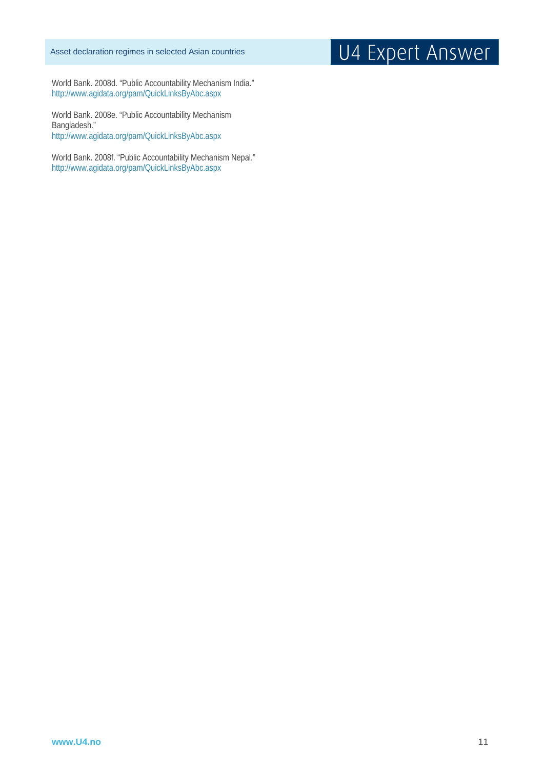World Bank. 2008d. "Public Accountability Mechanism India." http://www.agidata.org/pam/QuickLinksByAbc.aspx

World Bank. 2008e. "Public Accountability Mechanism Bangladesh." http://www.agidata.org/pam/QuickLinksByAbc.aspx

World Bank. 2008f. "Public Accountability Mechanism Nepal." http://www.agidata.org/pam/QuickLinksByAbc.aspx